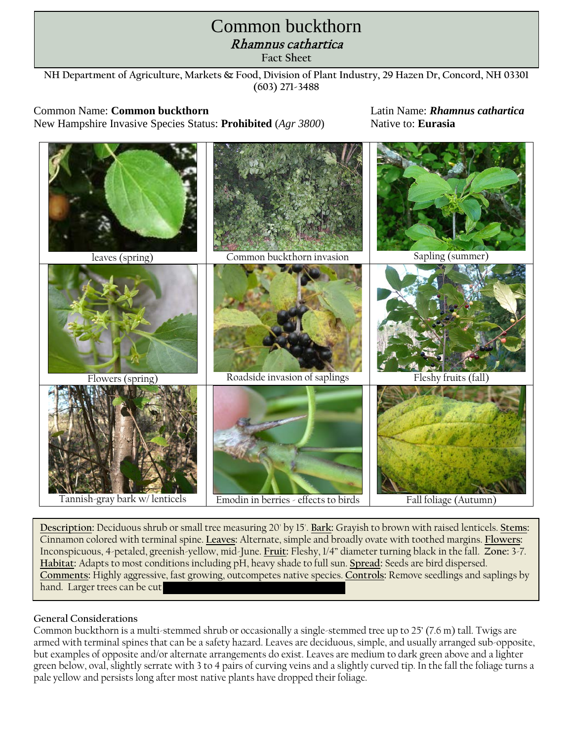# Common buckthorn

## *Rhamnus cathartica*

**Fact Sheet**

**NH Department of Agriculture, Markets & Food, Division of Plant Industry, 29 Hazen Dr, Concord, NH 03301 (603) 271-3488**

Common Name: **Common buckthorn**
New Hampshire Invasive Species Status: **Prohibited** (*Agr 3800*)

Latin Name: ***Rhamnus cathartica***
Native to: **Eurasia**

| | | |
|---|---|---|
| leaves (spring) | Common buckthorn invasion | Sapling (summer) |
| Flowers (spring) | Roadside invasion of saplings | Fleshy fruits (fall) |
| Tannish-gray bark w/ lenticels | Emodin in berries - effects to birds | Fall foliage (Autumn) |

**Description:** Deciduous shrub or small tree measuring 20' by 15'. **Bark:** Grayish to brown with raised lenticels. **Stems:** Cinnamon colored with terminal spine. **Leaves:** Alternate, simple and broadly ovate with toothed margins. **Flowers:** Inconspicuous, 4-petaled, greenish-yellow, mid-June. **Fruit:** Fleshy, 1/4" diameter turning black in the fall. **Zone:** 3-7. **Habitat:** Adapts to most conditions including pH, heavy shade to full sun. **Spread:** Seeds are bird dispersed. **Comments:** Highly aggressive, fast growing, outcompetes native species. **Controls:** Remove seedlings and saplings by hand. Larger trees can be cut

### General Considerations

Common buckthorn is a multi-stemmed shrub or occasionally a single-stemmed tree up to 25' (7.6 m) tall. Twigs are armed with terminal spines that can be a safety hazard. Leaves are deciduous, simple, and usually arranged sub-opposite, but examples of opposite and/or alternate arrangements do exist. Leaves are medium to dark green above and a lighter green below, oval, slightly serrate with 3 to 4 pairs of curving veins and a slightly curved tip. In the fall the foliage turns a pale yellow and persists long after most native plants have dropped their foliage.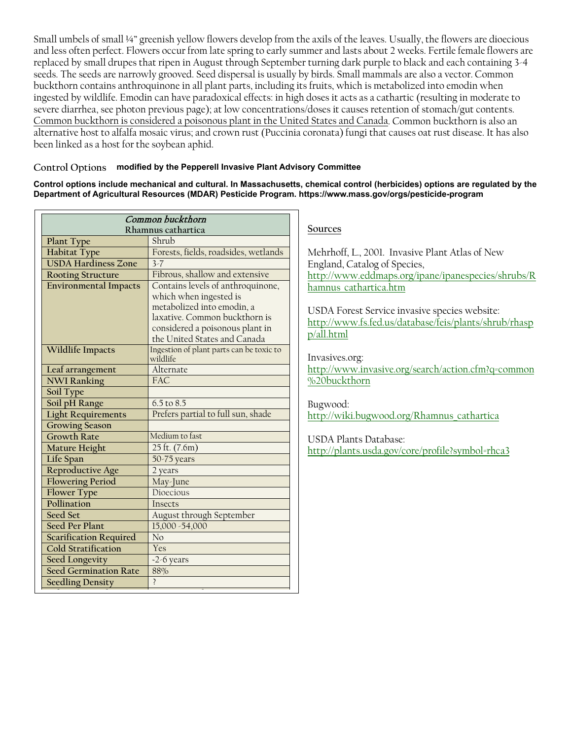Small umbels of small ¼" greenish yellow flowers develop from the axils of the leaves. Usually, the flowers are dioecious and less often perfect. Flowers occur from late spring to early summer and lasts about 2 weeks. Fertile female flowers are replaced by small drupes that ripen in August through September turning dark purple to black and each containing 3-4 seeds. The seeds are narrowly grooved. Seed dispersal is usually by birds. Small mammals are also a vector. Common buckthorn contains anthroquinone in all plant parts, including its fruits, which is metabolized into emodin when ingested by wildlife. Emodin can have paradoxical effects: in high doses it acts as a cathartic (resulting in moderate to severe diarrhea, see photon previous page); at low concentrations/doses it causes retention of stomach/gut contents. Common buckthorn is considered a poisonous plant in the United States and Canada. Common buckthorn is also an alternative host to alfalfa mosaic virus; and crown rust (Puccinia coronata) fungi that causes oat rust disease. It has also been linked as a host for the soybean aphid.

## Control Options **modified by the Pepperell Invasive Plant Advisory Committee**

**Control options include mechanical and cultural. In Massachusetts, chemical control (herbicides) options are regulated by the Department of Agricultural Resources (MDAR) Pesticide Program. https://www.mass.gov/orgs/pesticide-program**

| *Common buckthorn* Rhamnus cathartica | |
|---|---|
| Plant Type | Shrub |
| Habitat Type | Forests, fields, roadsides, wetlands |
| USDA Hardiness Zone | 3-7 |
| Rooting Structure | Fibrous, shallow and extensive |
| Environmental Impacts | Contains levels of anthroquinone, which when ingested is metabolized into emodin, a laxative. Common buckthorn is considered a poisonous plant in the United States and Canada |
| Wildlife Impacts | Ingestion of plant parts can be toxic to wildlife |
| Leaf arrangement | Alternate |
| NWI Ranking | FAC |
| Soil Type | |
| Soil pH Range | 6.5 to 8.5 |
| Light Requirements | Prefers partial to full sun, shade |
| Growing Season | |
| Growth Rate | Medium to fast |
| Mature Height | 25 ft. (7.6m) |
| Life Span | 50-75 years |
| Reproductive Age | 2 years |
| Flowering Period | May-June |
| Flower Type | Dioecious |
| Pollination | Insects |
| Seed Set | August through September |
| Seed Per Plant | 15,000 -54,000 |
| Scarification Required | No |
| Cold Stratification | Yes |
| Seed Longevity | ~2-6 years |
| Seed Germination Rate | 88% |
| Seedling Density | ? |

### Sources

Mehrhoff, L., 2001. Invasive Plant Atlas of New England, Catalog of Species, http://www.eddmaps.org/ipane/ipanespecies/shrubs/Rhamnus_cathartica.htm

USDA Forest Service invasive species website: http://www.fs.fed.us/database/feis/plants/shrub/rhasp/all.html

Invasives.org: http://www.invasive.org/search/action.cfm?q=common%20buckthorn

Bugwood: http://wiki.bugwood.org/Rhamnus_cathartica

USDA Plants Database: http://plants.usda.gov/core/profile?symbol=rhca3